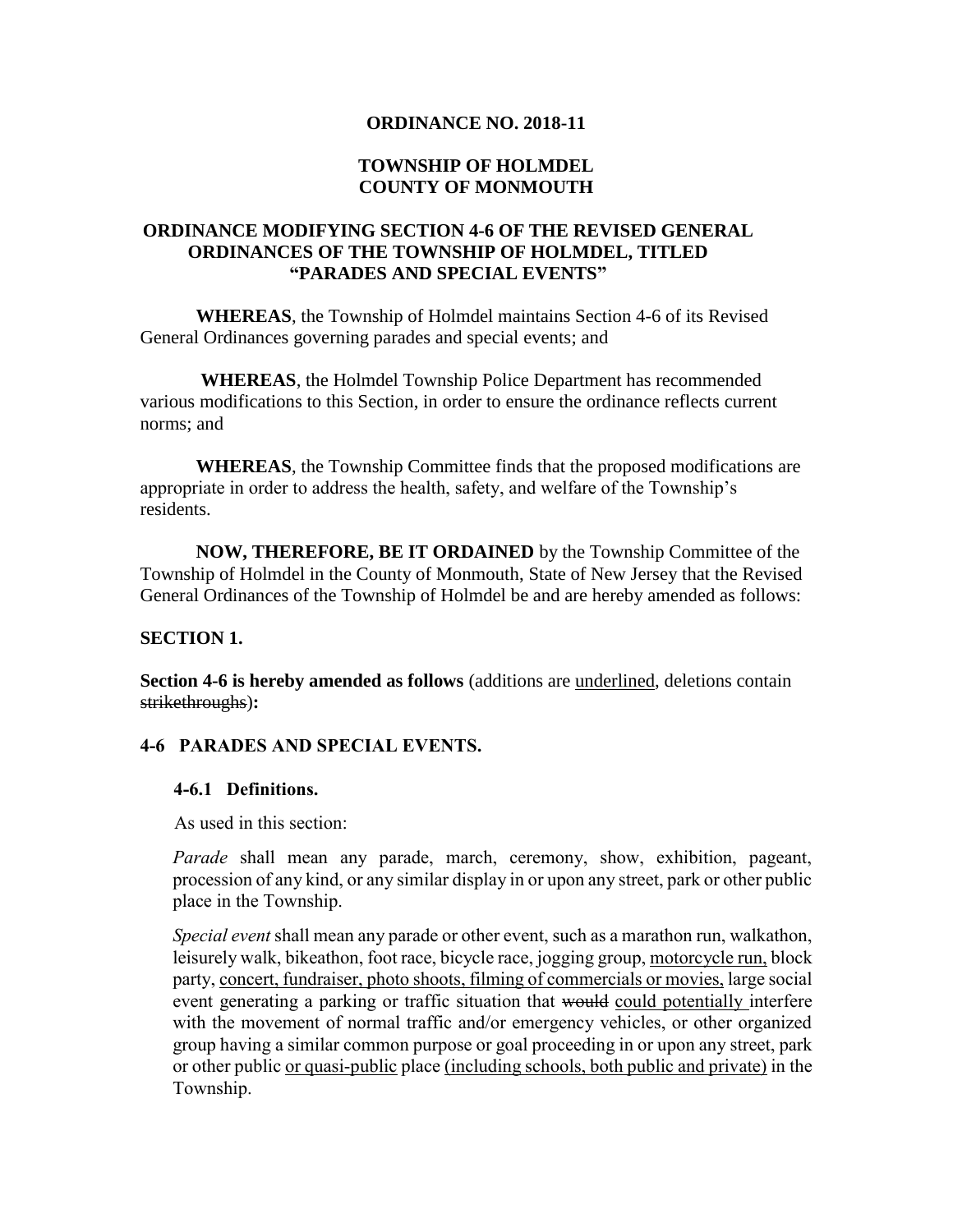**ORDINANCE NO. 2018-11**

**TOWNSHIP OF HOLMDEL**
**COUNTY OF MONMOUTH**

**ORDINANCE MODIFYING SECTION 4-6 OF THE REVISED GENERAL ORDINANCES OF THE TOWNSHIP OF HOLMDEL, TITLED "PARADES AND SPECIAL EVENTS"**

**WHEREAS**, the Township of Holmdel maintains Section 4-6 of its Revised General Ordinances governing parades and special events; and

**WHEREAS**, the Holmdel Township Police Department has recommended various modifications to this Section, in order to ensure the ordinance reflects current norms; and

**WHEREAS**, the Township Committee finds that the proposed modifications are appropriate in order to address the health, safety, and welfare of the Township's residents.

**NOW, THEREFORE, BE IT ORDAINED** by the Township Committee of the Township of Holmdel in the County of Monmouth, State of New Jersey that the Revised General Ordinances of the Township of Holmdel be and are hereby amended as follows:

**SECTION 1.**

**Section 4-6 is hereby amended as follows** (additions are <u>underlined</u>, deletions contain ~~strikethroughs~~)**:**

**4-6 PARADES AND SPECIAL EVENTS.**

**4-6.1 Definitions.**

As used in this section:

*Parade* shall mean any parade, march, ceremony, show, exhibition, pageant, procession of any kind, or any similar display in or upon any street, park or other public place in the Township.

*Special event* shall mean any parade or other event, such as a marathon run, walkathon, leisurely walk, bikeathon, foot race, bicycle race, jogging group, <u>motorcycle run,</u> block party, <u>concert, fundraiser, photo shoots, filming of commercials or movies,</u> large social event generating a parking or traffic situation that ~~would~~ <u>could potentially</u> interfere with the movement of normal traffic and/or emergency vehicles, or other organized group having a similar common purpose or goal proceeding in or upon any street, park or other public <u>or quasi-public</u> place <u>(including schools, both public and private)</u> in the Township.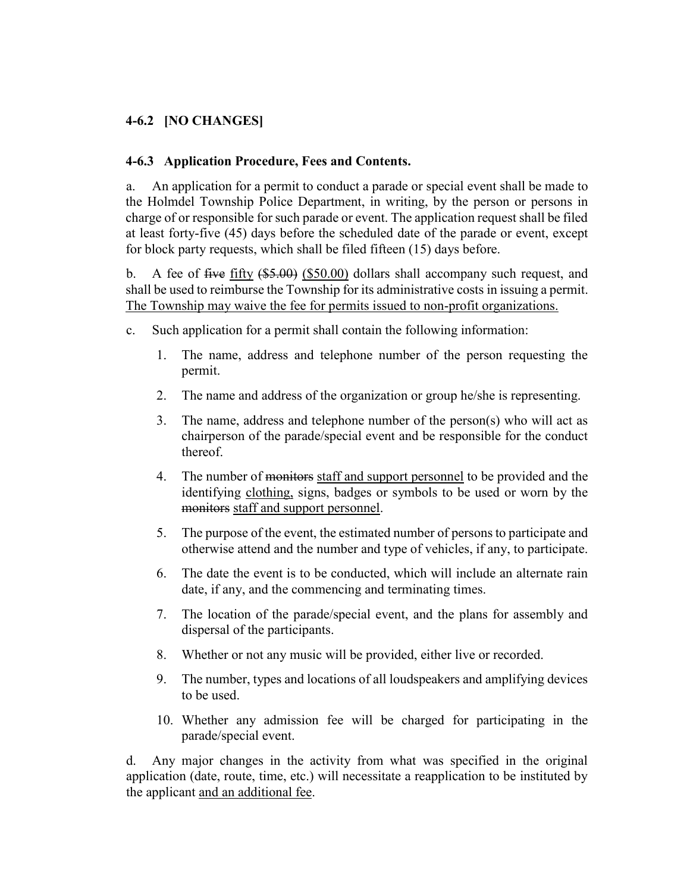**4-6.2 [NO CHANGES]**

**4-6.3 Application Procedure, Fees and Contents.**

a. An application for a permit to conduct a parade or special event shall be made to the Holmdel Township Police Department, in writing, by the person or persons in charge of or responsible for such parade or event. The application request shall be filed at least forty-five (45) days before the scheduled date of the parade or event, except for block party requests, which shall be filed fifteen (15) days before.

b. A fee of ~~five~~ fifty ~~($5.00)~~ ($50.00) dollars shall accompany such request, and shall be used to reimburse the Township for its administrative costs in issuing a permit. The Township may waive the fee for permits issued to non-profit organizations.

c. Such application for a permit shall contain the following information:

1. The name, address and telephone number of the person requesting the permit.
2. The name and address of the organization or group he/she is representing.
3. The name, address and telephone number of the person(s) who will act as chairperson of the parade/special event and be responsible for the conduct thereof.
4. The number of ~~monitors~~ staff and support personnel to be provided and the identifying clothing, signs, badges or symbols to be used or worn by the ~~monitors~~ staff and support personnel.
5. The purpose of the event, the estimated number of persons to participate and otherwise attend and the number and type of vehicles, if any, to participate.
6. The date the event is to be conducted, which will include an alternate rain date, if any, and the commencing and terminating times.
7. The location of the parade/special event, and the plans for assembly and dispersal of the participants.
8. Whether or not any music will be provided, either live or recorded.
9. The number, types and locations of all loudspeakers and amplifying devices to be used.
10. Whether any admission fee will be charged for participating in the parade/special event.

d. Any major changes in the activity from what was specified in the original application (date, route, time, etc.) will necessitate a reapplication to be instituted by the applicant and an additional fee.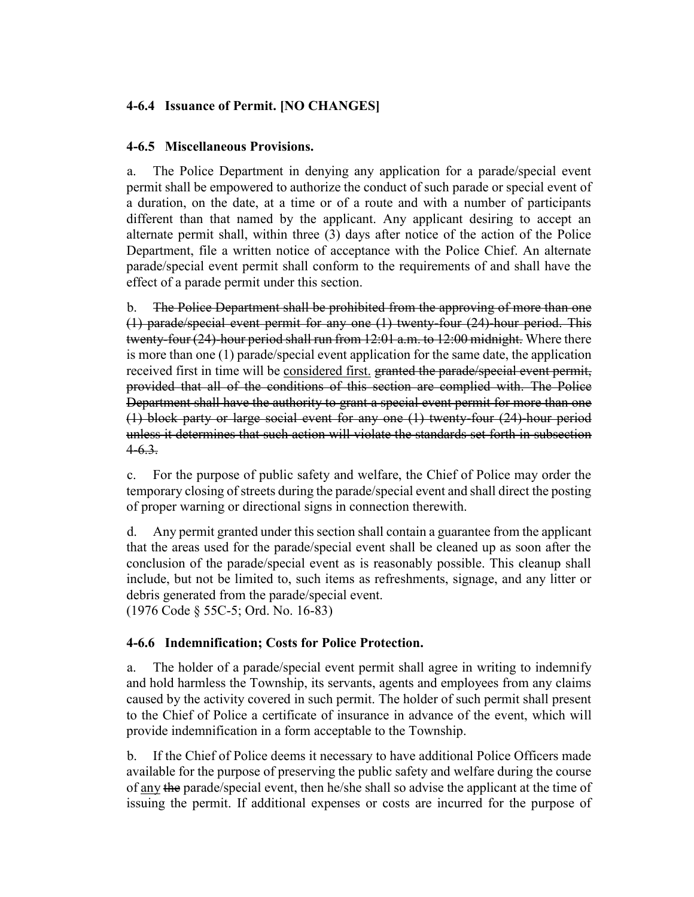**4-6.4 Issuance of Permit. [NO CHANGES]**

**4-6.5 Miscellaneous Provisions.**

a. The Police Department in denying any application for a parade/special event permit shall be empowered to authorize the conduct of such parade or special event of a duration, on the date, at a time or of a route and with a number of participants different than that named by the applicant. Any applicant desiring to accept an alternate permit shall, within three (3) days after notice of the action of the Police Department, file a written notice of acceptance with the Police Chief. An alternate parade/special event permit shall conform to the requirements of and shall have the effect of a parade permit under this section.

b. ~~The Police Department shall be prohibited from the approving of more than one (1) parade/special event permit for any one (1) twenty-four (24)-hour period. This twenty-four (24)-hour period shall run from 12:01 a.m. to 12:00 midnight.~~ Where there is more than one (1) parade/special event application for the same date, the application received first in time will be <u>considered first.</u> ~~granted the parade/special event permit, provided that all of the conditions of this section are complied with. The Police Department shall have the authority to grant a special event permit for more than one (1) block party or large social event for any one (1) twenty-four (24)-hour period unless it determines that such action will violate the standards set forth in subsection 4-6.3.~~

c. For the purpose of public safety and welfare, the Chief of Police may order the temporary closing of streets during the parade/special event and shall direct the posting of proper warning or directional signs in connection therewith.

d. Any permit granted under this section shall contain a guarantee from the applicant that the areas used for the parade/special event shall be cleaned up as soon after the conclusion of the parade/special event as is reasonably possible. This cleanup shall include, but not be limited to, such items as refreshments, signage, and any litter or debris generated from the parade/special event.
(1976 Code § 55C-5; Ord. No. 16-83)

**4-6.6 Indemnification; Costs for Police Protection.**

a. The holder of a parade/special event permit shall agree in writing to indemnify and hold harmless the Township, its servants, agents and employees from any claims caused by the activity covered in such permit. The holder of such permit shall present to the Chief of Police a certificate of insurance in advance of the event, which will provide indemnification in a form acceptable to the Township.

b. If the Chief of Police deems it necessary to have additional Police Officers made available for the purpose of preserving the public safety and welfare during the course of <u>any</u> ~~the~~ parade/special event, then he/she shall so advise the applicant at the time of issuing the permit. If additional expenses or costs are incurred for the purpose of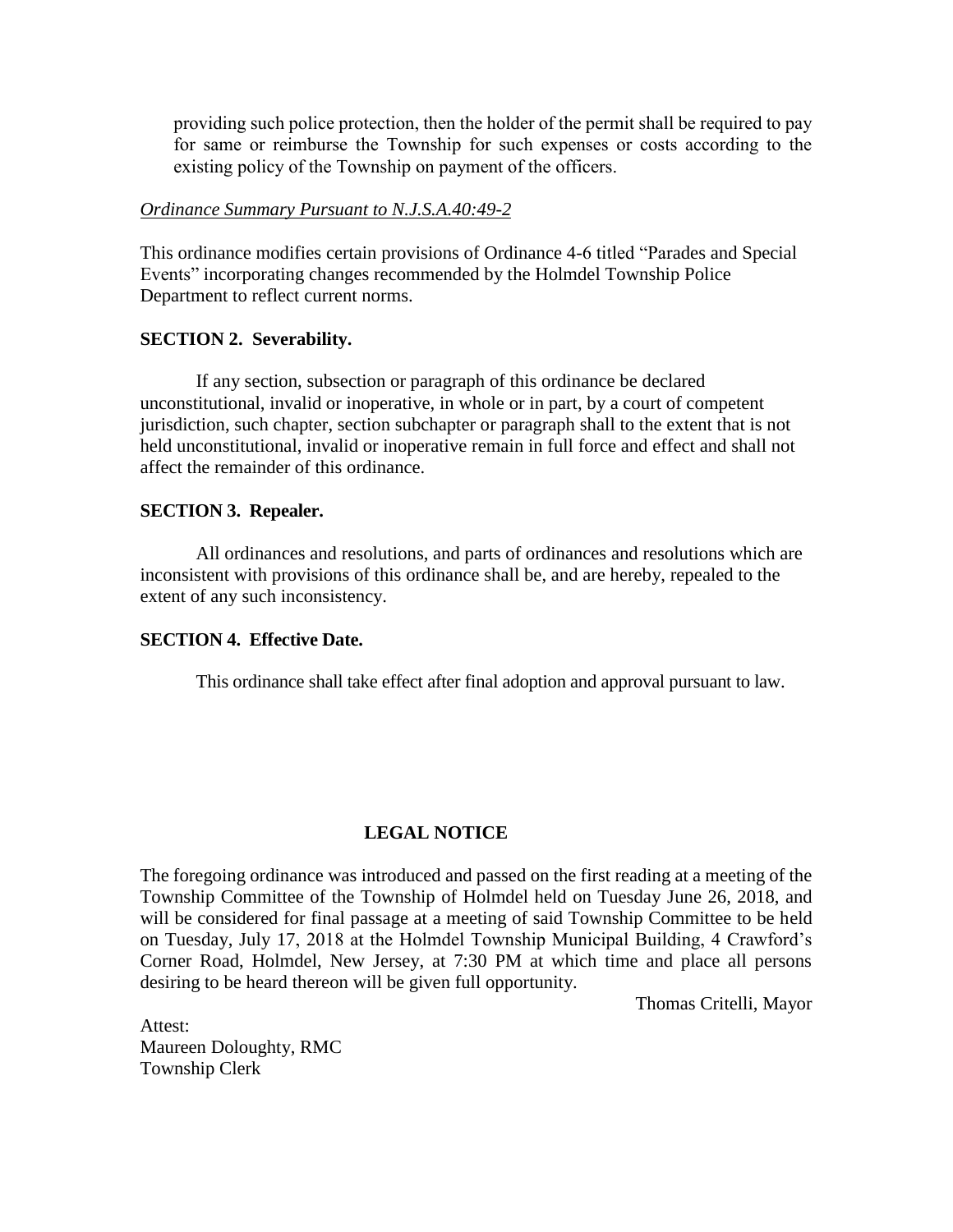providing such police protection, then the holder of the permit shall be required to pay for same or reimburse the Township for such expenses or costs according to the existing policy of the Township on payment of the officers.

*Ordinance Summary Pursuant to N.J.S.A.40:49-2*

This ordinance modifies certain provisions of Ordinance 4-6 titled "Parades and Special Events" incorporating changes recommended by the Holmdel Township Police Department to reflect current norms.

**SECTION 2. Severability.**

If any section, subsection or paragraph of this ordinance be declared unconstitutional, invalid or inoperative, in whole or in part, by a court of competent jurisdiction, such chapter, section subchapter or paragraph shall to the extent that is not held unconstitutional, invalid or inoperative remain in full force and effect and shall not affect the remainder of this ordinance.

**SECTION 3. Repealer.**

All ordinances and resolutions, and parts of ordinances and resolutions which are inconsistent with provisions of this ordinance shall be, and are hereby, repealed to the extent of any such inconsistency.

**SECTION 4. Effective Date.**

This ordinance shall take effect after final adoption and approval pursuant to law.

**LEGAL NOTICE**

The foregoing ordinance was introduced and passed on the first reading at a meeting of the Township Committee of the Township of Holmdel held on Tuesday June 26, 2018, and will be considered for final passage at a meeting of said Township Committee to be held on Tuesday, July 17, 2018 at the Holmdel Township Municipal Building, 4 Crawford's Corner Road, Holmdel, New Jersey, at 7:30 PM at which time and place all persons desiring to be heard thereon will be given full opportunity.

Thomas Critelli, Mayor

Attest:
Maureen Doloughty, RMC
Township Clerk